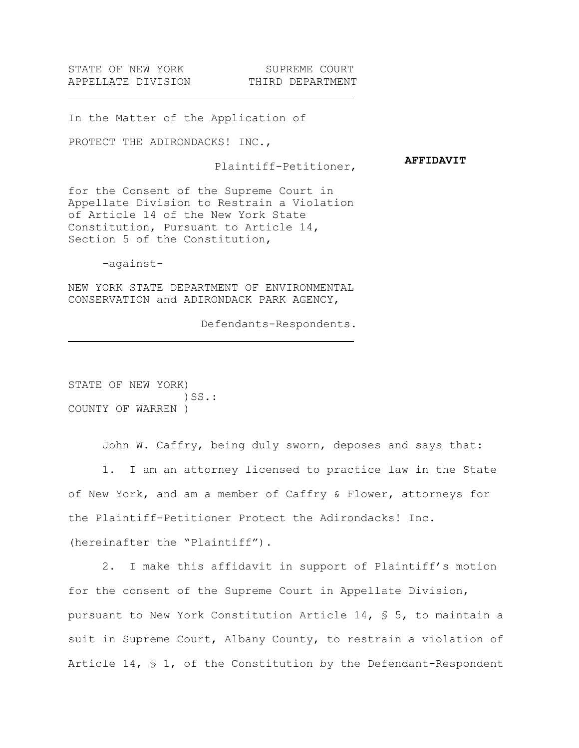STATE OF NEW YORK SUPREME COURT
APPELLATE DIVISION THIRD DEPARTMENT

---

In the Matter of the Application of

PROTECT THE ADIRONDACKS! INC.,

Plaintiff-Petitioner,

**AFFIDAVIT**

for the Consent of the Supreme Court in Appellate Division to Restrain a Violation of Article 14 of the New York State Constitution, Pursuant to Article 14, Section 5 of the Constitution,

-against-

NEW YORK STATE DEPARTMENT OF ENVIRONMENTAL CONSERVATION and ADIRONDACK PARK AGENCY,

Defendants-Respondents.

---

STATE OF NEW YORK)
)SS.:
COUNTY OF WARREN )

John W. Caffry, being duly sworn, deposes and says that:

1. I am an attorney licensed to practice law in the State of New York, and am a member of Caffry & Flower, attorneys for the Plaintiff-Petitioner Protect the Adirondacks! Inc. (hereinafter the "Plaintiff").

2. I make this affidavit in support of Plaintiff's motion for the consent of the Supreme Court in Appellate Division, pursuant to New York Constitution Article 14, § 5, to maintain a suit in Supreme Court, Albany County, to restrain a violation of Article 14, § 1, of the Constitution by the Defendant-Respondent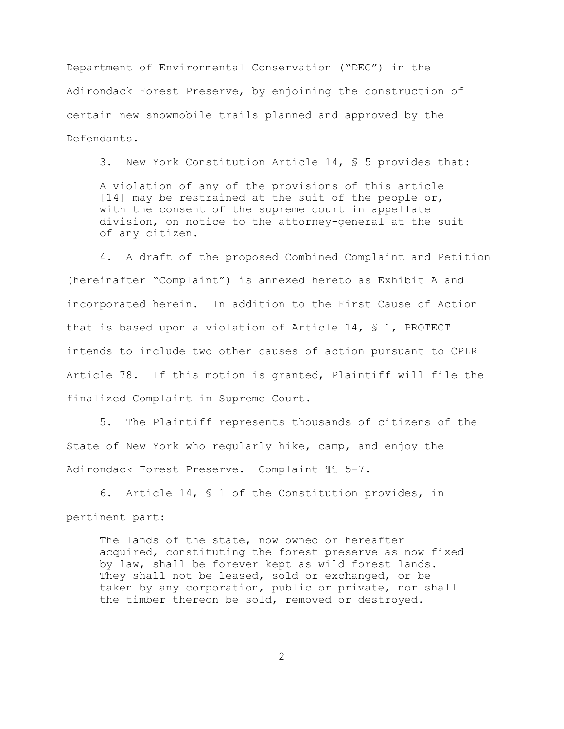Department of Environmental Conservation ("DEC") in the Adirondack Forest Preserve, by enjoining the construction of certain new snowmobile trails planned and approved by the Defendants.

3. New York Constitution Article 14, § 5 provides that:

> A violation of any of the provisions of this article [14] may be restrained at the suit of the people or, with the consent of the supreme court in appellate division, on notice to the attorney-general at the suit of any citizen.

4. A draft of the proposed Combined Complaint and Petition (hereinafter "Complaint") is annexed hereto as Exhibit A and incorporated herein. In addition to the First Cause of Action that is based upon a violation of Article 14, § 1, PROTECT intends to include two other causes of action pursuant to CPLR Article 78. If this motion is granted, Plaintiff will file the finalized Complaint in Supreme Court.

5. The Plaintiff represents thousands of citizens of the State of New York who regularly hike, camp, and enjoy the Adirondack Forest Preserve. Complaint ¶¶ 5-7.

6. Article 14, § 1 of the Constitution provides, in pertinent part:

> The lands of the state, now owned or hereafter acquired, constituting the forest preserve as now fixed by law, shall be forever kept as wild forest lands. They shall not be leased, sold or exchanged, or be taken by any corporation, public or private, nor shall the timber thereon be sold, removed or destroyed.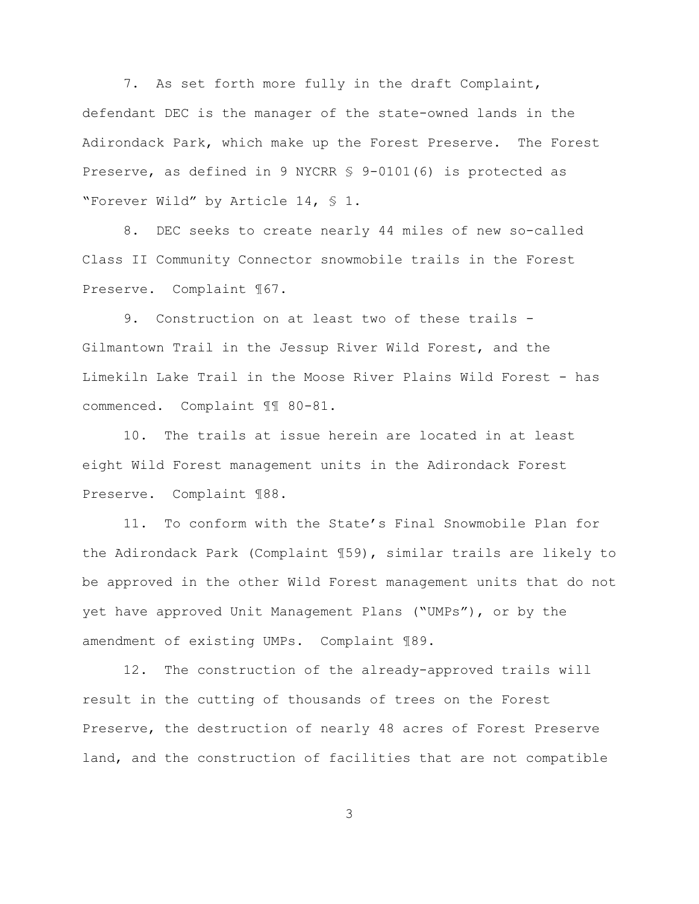7. As set forth more fully in the draft Complaint, defendant DEC is the manager of the state-owned lands in the Adirondack Park, which make up the Forest Preserve. The Forest Preserve, as defined in 9 NYCRR § 9-0101(6) is protected as "Forever Wild" by Article 14, § 1.

8. DEC seeks to create nearly 44 miles of new so-called Class II Community Connector snowmobile trails in the Forest Preserve. Complaint ¶67.

9. Construction on at least two of these trails - Gilmantown Trail in the Jessup River Wild Forest, and the Limekiln Lake Trail in the Moose River Plains Wild Forest - has commenced. Complaint ¶¶ 80-81.

10. The trails at issue herein are located in at least eight Wild Forest management units in the Adirondack Forest Preserve. Complaint ¶88.

11. To conform with the State's Final Snowmobile Plan for the Adirondack Park (Complaint ¶59), similar trails are likely to be approved in the other Wild Forest management units that do not yet have approved Unit Management Plans ("UMPs"), or by the amendment of existing UMPs. Complaint ¶89.

12. The construction of the already-approved trails will result in the cutting of thousands of trees on the Forest Preserve, the destruction of nearly 48 acres of Forest Preserve land, and the construction of facilities that are not compatible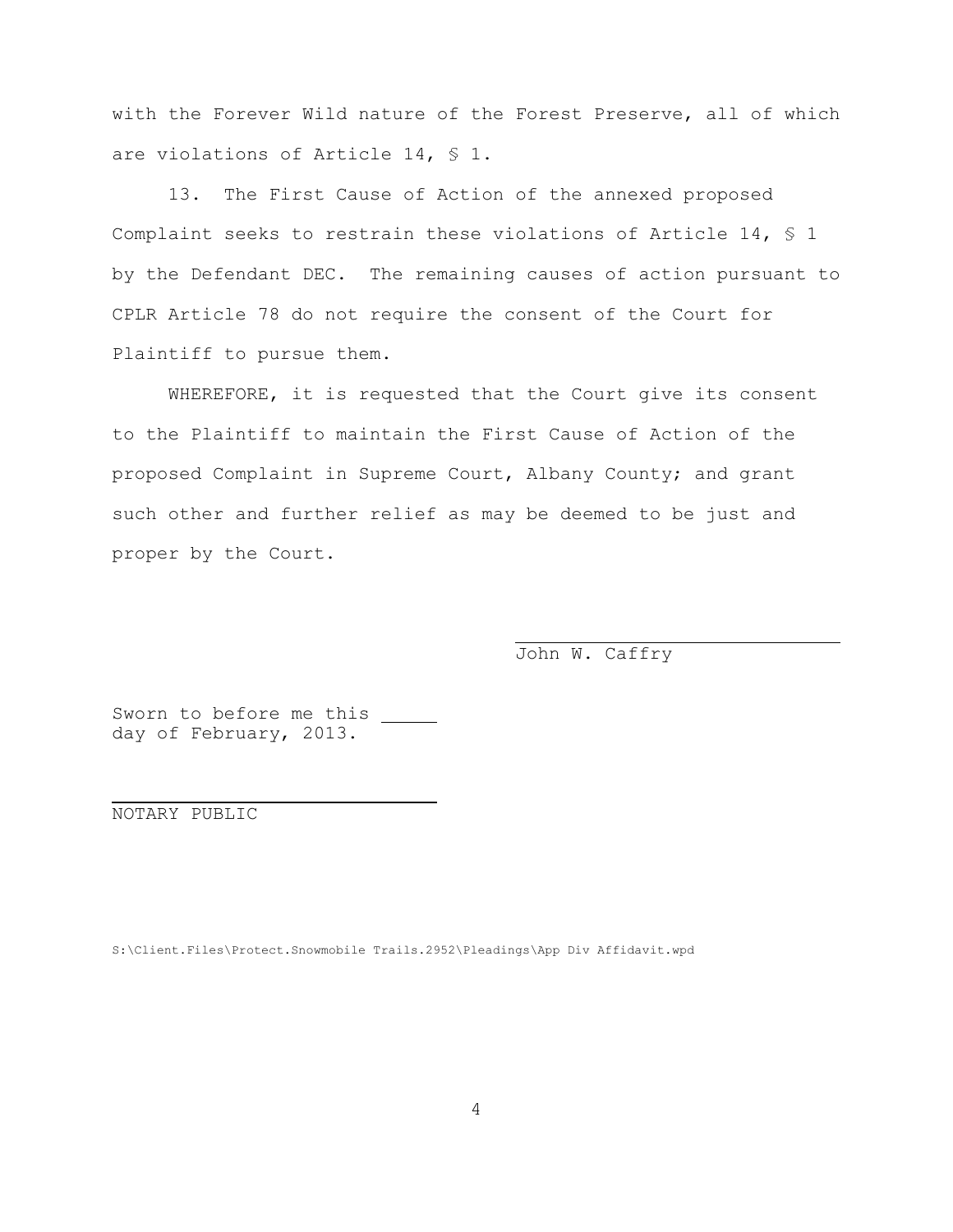with the Forever Wild nature of the Forest Preserve, all of which are violations of Article 14, § 1.

13. The First Cause of Action of the annexed proposed Complaint seeks to restrain these violations of Article 14, § 1 by the Defendant DEC. The remaining causes of action pursuant to CPLR Article 78 do not require the consent of the Court for Plaintiff to pursue them.

WHEREFORE, it is requested that the Court give its consent to the Plaintiff to maintain the First Cause of Action of the proposed Complaint in Supreme Court, Albany County; and grant such other and further relief as may be deemed to be just and proper by the Court.

\_\_\_\_\_\_\_\_\_\_\_\_\_\_\_\_\_\_\_\_\_\_\_\_\_\_\_\_\_\_
John W. Caffry

Sworn to before me this \_\_\_\_\_
day of February, 2013.

\_\_\_\_\_\_\_\_\_\_\_\_\_\_\_\_\_\_\_\_\_\_\_\_\_\_\_\_\_\_
NOTARY PUBLIC

S:\Client.Files\Protect.Snowmobile Trails.2952\Pleadings\App Div Affidavit.wpd